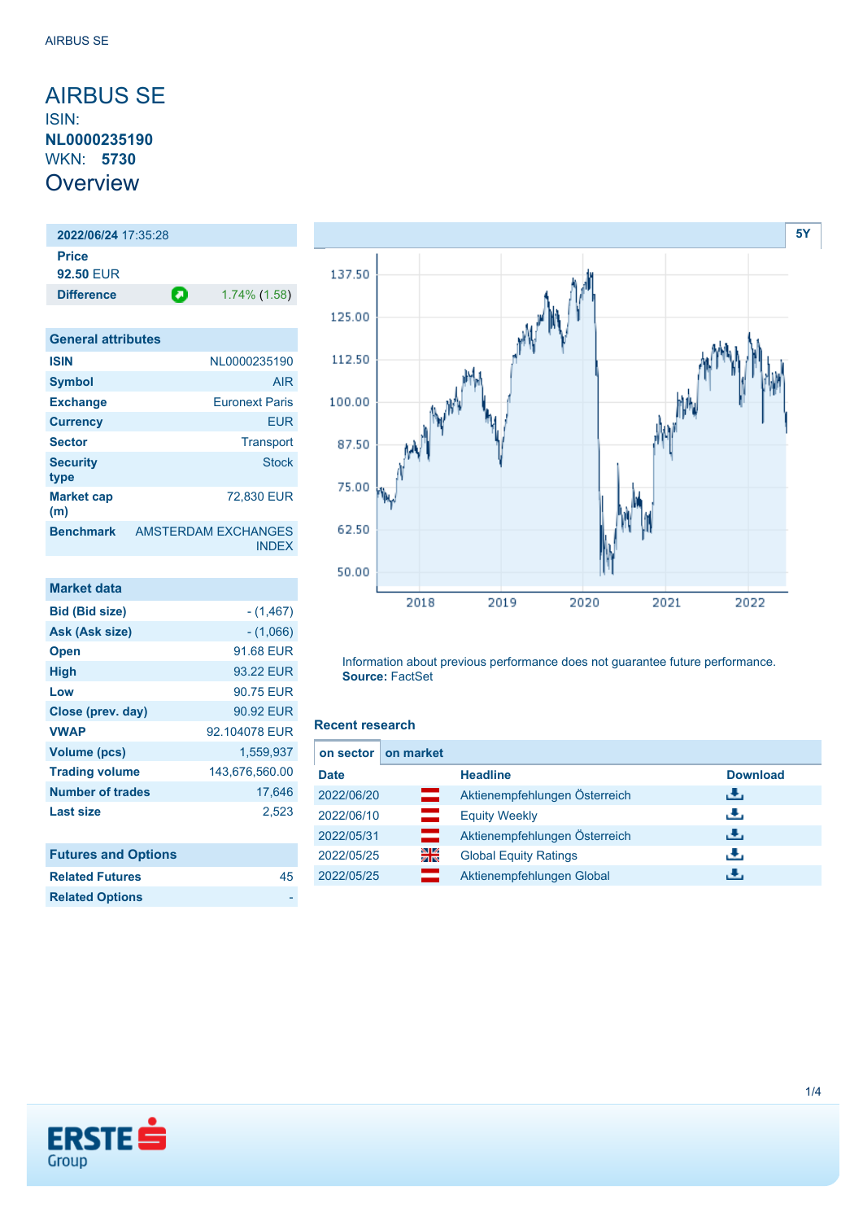# AIRBUS SE

ISIN: **NL0000235190**

WKN: **5730**

## Overview

| **2022/06/24** 17:35:28 | |
|---|---|
| **Price** | |
| **92.50** EUR | |
| **Difference** | 1.74% (1.58) |

| General attributes | |
|---|---|
| **ISIN** | NL0000235190 |
| **Symbol** | AIR |
| **Exchange** | Euronext Paris |
| **Currency** | EUR |
| **Sector** | Transport |
| **Security type** | Stock |
| **Market cap (m)** | 72,830 EUR |
| **Benchmark** | AMSTERDAM EXCHANGES INDEX |

| Market data | |
|---|---|
| **Bid (Bid size)** | - (1,467) |
| **Ask (Ask size)** | - (1,066) |
| **Open** | 91.68 EUR |
| **High** | 93.22 EUR |
| **Low** | 90.75 EUR |
| **Close (prev. day)** | 90.92 EUR |
| **VWAP** | 92.104078 EUR |
| **Volume (pcs)** | 1,559,937 |
| **Trading volume** | 143,676,560.00 |
| **Number of trades** | 17,646 |
| **Last size** | 2,523 |

| Futures and Options | |
|---|---|
| **Related Futures** | 45 |
| **Related Options** | - |

Information about previous performance does not guarantee future performance.
**Source:** FactSet

### Recent research

**on sector** | **on market**

| Date | | Headline | Download |
|---|---|---|---|
| 2022/06/20 | | Aktienempfehlungen Österreich | |
| 2022/06/10 | | Equity Weekly | |
| 2022/05/31 | | Aktienempfehlungen Österreich | |
| 2022/05/25 | | Global Equity Ratings | |
| 2022/05/25 | | Aktienempfehlungen Global | |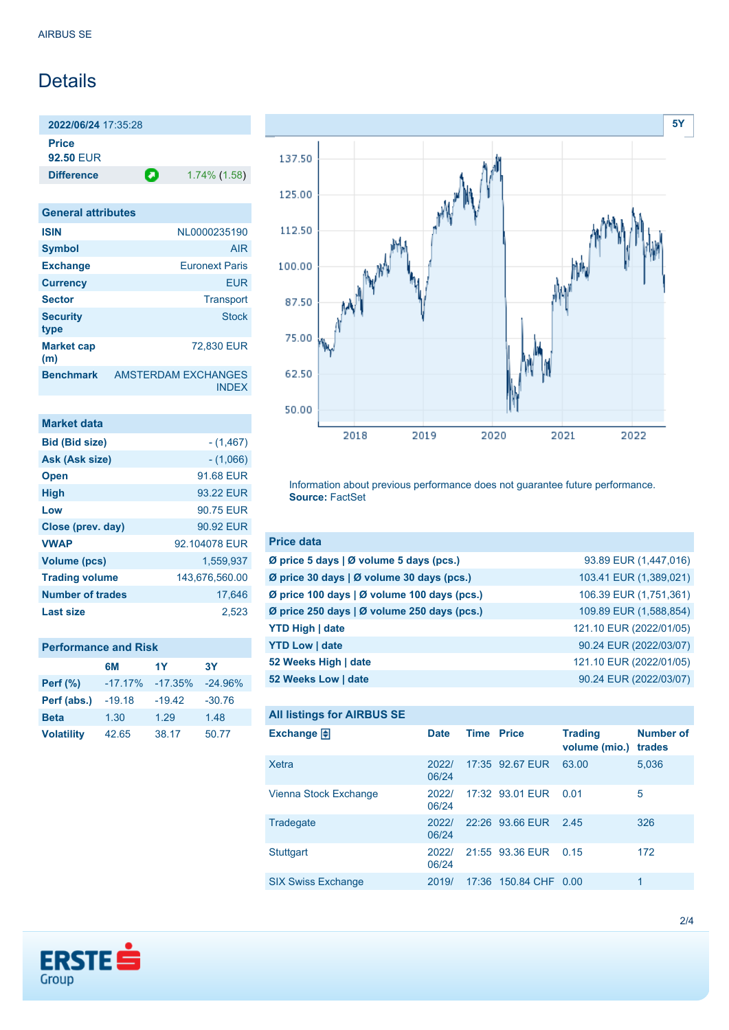# Details

| 2022/06/24 17:35:28 | |
|---|---|
| **Price** | |
| **92.50** EUR | |
| **Difference** | 1.74% (1.58) |

| General attributes | |
|---|---|
| **ISIN** | NL0000235190 |
| **Symbol** | AIR |
| **Exchange** | Euronext Paris |
| **Currency** | EUR |
| **Sector** | Transport |
| **Security type** | Stock |
| **Market cap (m)** | 72,830 EUR |
| **Benchmark** | AMSTERDAM EXCHANGES INDEX |

| Market data | |
|---|---|
| **Bid (Bid size)** | - (1,467) |
| **Ask (Ask size)** | - (1,066) |
| **Open** | 91.68 EUR |
| **High** | 93.22 EUR |
| **Low** | 90.75 EUR |
| **Close (prev. day)** | 90.92 EUR |
| **VWAP** | 92.104078 EUR |
| **Volume (pcs)** | 1,559,937 |
| **Trading volume** | 143,676,560.00 |
| **Number of trades** | 17,646 |
| **Last size** | 2,523 |

| Performance and Risk | 6M | 1Y | 3Y |
|---|---|---|---|
| **Perf (%)** | -17.17% | -17.35% | -24.96% |
| **Perf (abs.)** | -19.18 | -19.42 | -30.76 |
| **Beta** | 1.30 | 1.29 | 1.48 |
| **Volatility** | 42.65 | 38.17 | 50.77 |

Information about previous performance does not guarantee future performance.
**Source:** FactSet

| Price data | |
|---|---|
| **Ø price 5 days \| Ø volume 5 days (pcs.)** | 93.89 EUR (1,447,016) |
| **Ø price 30 days \| Ø volume 30 days (pcs.)** | 103.41 EUR (1,389,021) |
| **Ø price 100 days \| Ø volume 100 days (pcs.)** | 106.39 EUR (1,751,361) |
| **Ø price 250 days \| Ø volume 250 days (pcs.)** | 109.89 EUR (1,588,854) |
| **YTD High \| date** | 121.10 EUR (2022/01/05) |
| **YTD Low \| date** | 90.24 EUR (2022/03/07) |
| **52 Weeks High \| date** | 121.10 EUR (2022/01/05) |
| **52 Weeks Low \| date** | 90.24 EUR (2022/03/07) |

**All listings for AIRBUS SE**

| Exchange | Date | Time | Price | Trading volume (mio.) | Number of trades |
|---|---|---|---|---|---|
| Xetra | 2022/06/24 | 17:35 | 92.67 EUR | 63.00 | 5,036 |
| Vienna Stock Exchange | 2022/06/24 | 17:32 | 93.01 EUR | 0.01 | 5 |
| Tradegate | 2022/06/24 | 22:26 | 93.66 EUR | 2.45 | 326 |
| Stuttgart | 2022/06/24 | 21:55 | 93.36 EUR | 0.15 | 172 |
| SIX Swiss Exchange | 2019/ | 17:36 | 150.84 CHF | 0.00 | 1 |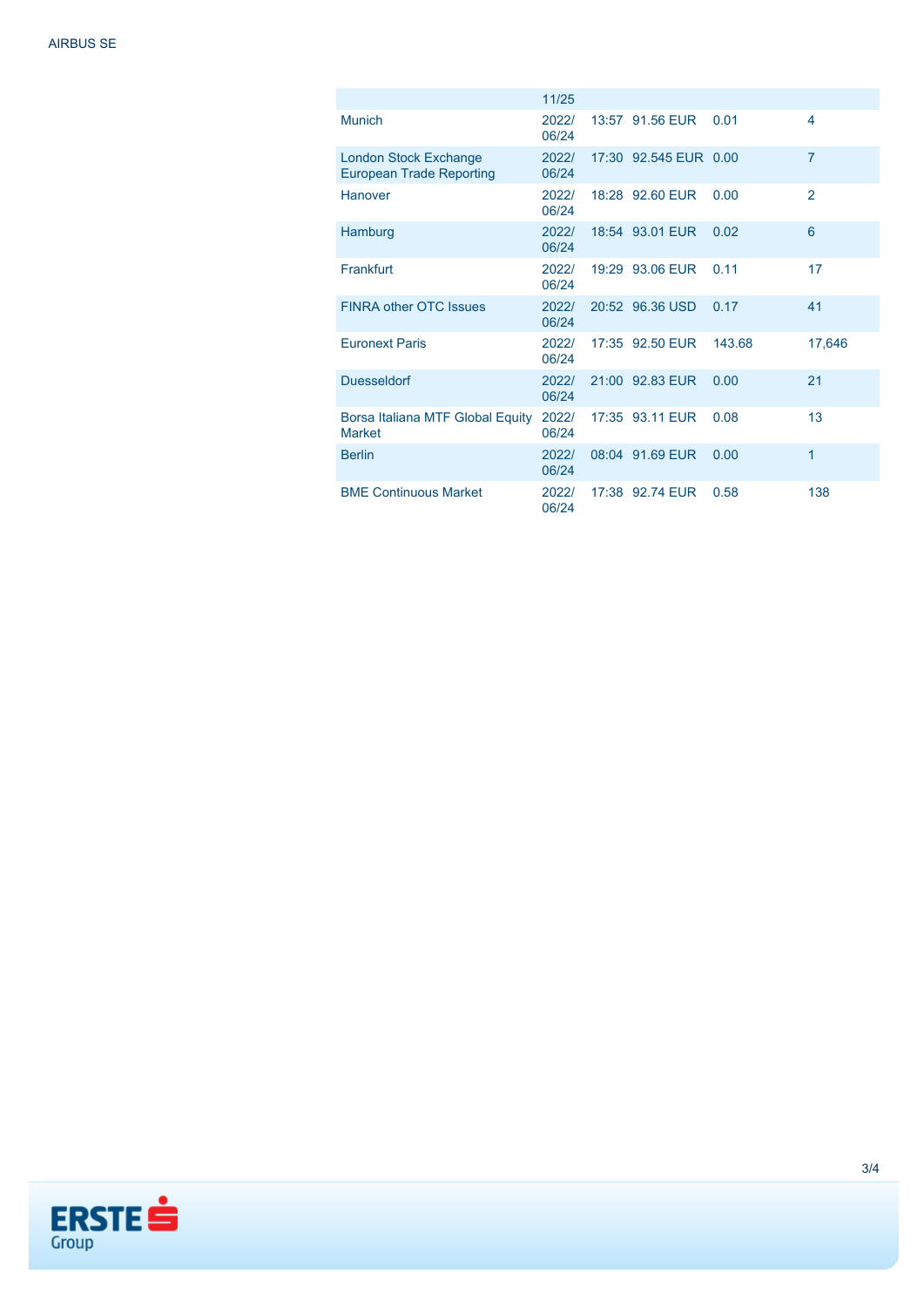| | | | | | |
|---|---|---|---|---|---|
| | 11/25 | | | | |
| Munich | 2022/ 06/24 | 13:57 | 91.56 EUR | 0.01 | 4 |
| London Stock Exchange European Trade Reporting | 2022/ 06/24 | 17:30 | 92.545 EUR | 0.00 | 7 |
| Hanover | 2022/ 06/24 | 18:28 | 92.60 EUR | 0.00 | 2 |
| Hamburg | 2022/ 06/24 | 18:54 | 93.01 EUR | 0.02 | 6 |
| Frankfurt | 2022/ 06/24 | 19:29 | 93.06 EUR | 0.11 | 17 |
| FINRA other OTC Issues | 2022/ 06/24 | 20:52 | 96.36 USD | 0.17 | 41 |
| Euronext Paris | 2022/ 06/24 | 17:35 | 92.50 EUR | 143.68 | 17,646 |
| Duesseldorf | 2022/ 06/24 | 21:00 | 92.83 EUR | 0.00 | 21 |
| Borsa Italiana MTF Global Equity Market | 2022/ 06/24 | 17:35 | 93.11 EUR | 0.08 | 13 |
| Berlin | 2022/ 06/24 | 08:04 | 91.69 EUR | 0.00 | 1 |
| BME Continuous Market | 2022/ 06/24 | 17:38 | 92.74 EUR | 0.58 | 138 |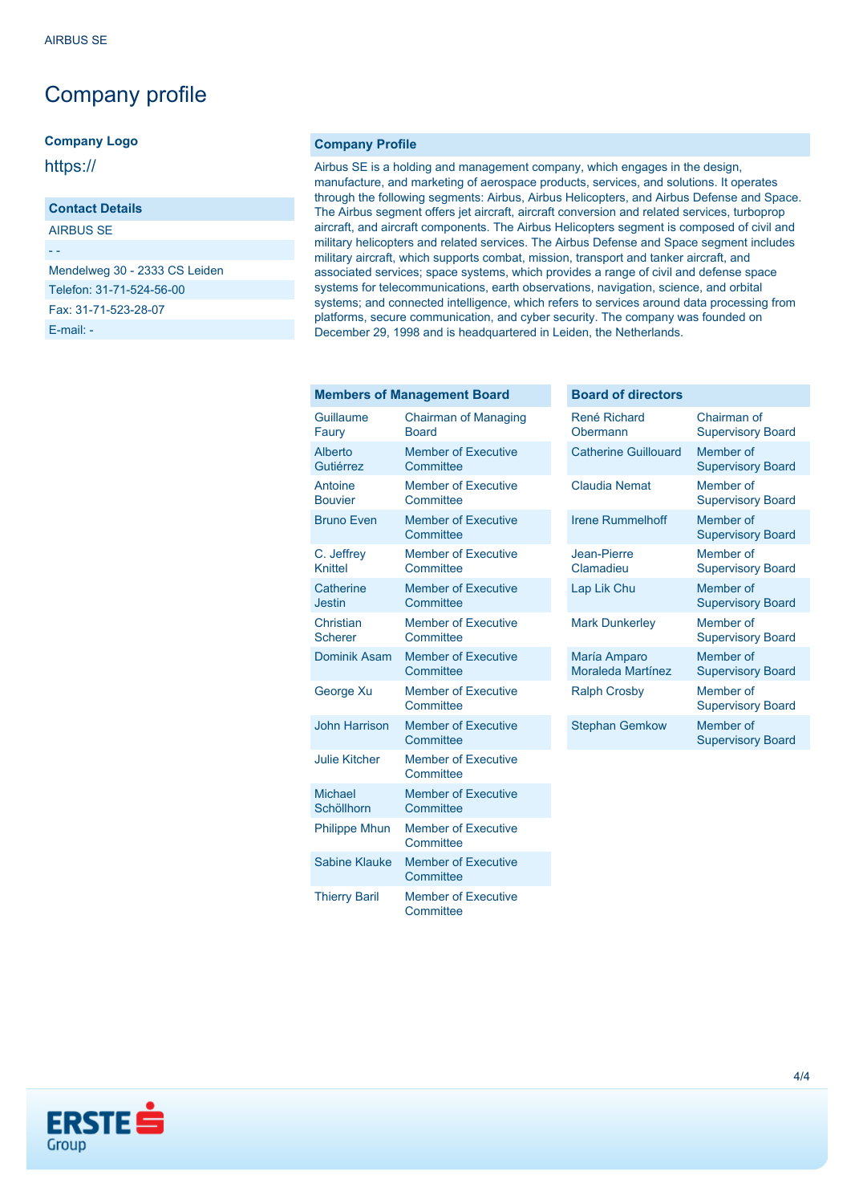# Company profile

**Company Logo**

https://

## Contact Details

| Contact Details |
|---|
| AIRBUS SE |
| - - |
| Mendelweg 30 - 2333 CS Leiden |
| Telefon: 31-71-524-56-00 |
| Fax: 31-71-523-28-07 |
| E-mail: - |

## Company Profile

Airbus SE is a holding and management company, which engages in the design, manufacture, and marketing of aerospace products, services, and solutions. It operates through the following segments: Airbus, Airbus Helicopters, and Airbus Defense and Space. The Airbus segment offers jet aircraft, aircraft conversion and related services, turboprop aircraft, and aircraft components. The Airbus Helicopters segment is composed of civil and military helicopters and related services. The Airbus Defense and Space segment includes military aircraft, which supports combat, mission, transport and tanker aircraft, and associated services; space systems, which provides a range of civil and defense space systems for telecommunications, earth observations, navigation, science, and orbital systems; and connected intelligence, which refers to services around data processing from platforms, secure communication, and cyber security. The company was founded on December 29, 1998 and is headquartered in Leiden, the Netherlands.

## Members of Management Board

| Members of Management Board | |
|---|---|
| Guillaume Faury | Chairman of Managing Board |
| Alberto Gutiérrez | Member of Executive Committee |
| Antoine Bouvier | Member of Executive Committee |
| Bruno Even | Member of Executive Committee |
| C. Jeffrey Knittel | Member of Executive Committee |
| Catherine Jestin | Member of Executive Committee |
| Christian Scherer | Member of Executive Committee |
| Dominik Asam | Member of Executive Committee |
| George Xu | Member of Executive Committee |
| John Harrison | Member of Executive Committee |
| Julie Kitcher | Member of Executive Committee |
| Michael Schöllhorn | Member of Executive Committee |
| Philippe Mhun | Member of Executive Committee |
| Sabine Klauke | Member of Executive Committee |
| Thierry Baril | Member of Executive Committee |

## Board of directors

| Board of directors | |
|---|---|
| René Richard Obermann | Chairman of Supervisory Board |
| Catherine Guillouard | Member of Supervisory Board |
| Claudia Nemat | Member of Supervisory Board |
| Irene Rummelhoff | Member of Supervisory Board |
| Jean-Pierre Clamadieu | Member of Supervisory Board |
| Lap Lik Chu | Member of Supervisory Board |
| Mark Dunkerley | Member of Supervisory Board |
| María Amparo Moraleda Martínez | Member of Supervisory Board |
| Ralph Crosby | Member of Supervisory Board |
| Stephan Gemkow | Member of Supervisory Board |